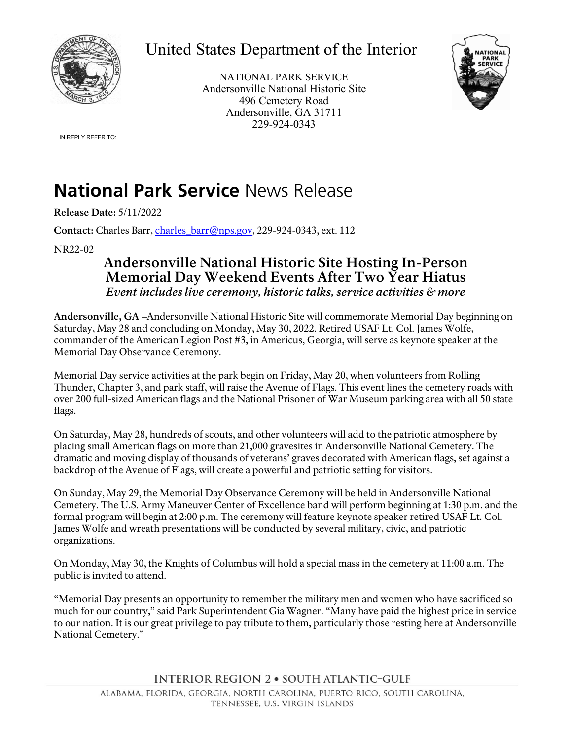United States Department of the Interior

NATIONAL PARK SERVICE
Andersonville National Historic Site
496 Cemetery Road
Andersonville, GA 31711
229-924-0343

IN REPLY REFER TO:

# **National Park Service** News Release

**Release Date:** 5/11/2022

**Contact:** Charles Barr, charles_barr@nps.gov, 229-924-0343, ext. 112

NR22-02

## Andersonville National Historic Site Hosting In-Person Memorial Day Weekend Events After Two Year Hiatus

*Event includes live ceremony, historic talks, service activities & more*

**Andersonville, GA** –Andersonville National Historic Site will commemorate Memorial Day beginning on Saturday, May 28 and concluding on Monday, May 30, 2022. Retired USAF Lt. Col. James Wolfe, commander of the American Legion Post #3, in Americus, Georgia, will serve as keynote speaker at the Memorial Day Observance Ceremony.

Memorial Day service activities at the park begin on Friday, May 20, when volunteers from Rolling Thunder, Chapter 3, and park staff, will raise the Avenue of Flags. This event lines the cemetery roads with over 200 full-sized American flags and the National Prisoner of War Museum parking area with all 50 state flags.

On Saturday, May 28, hundreds of scouts, and other volunteers will add to the patriotic atmosphere by placing small American flags on more than 21,000 gravesites in Andersonville National Cemetery. The dramatic and moving display of thousands of veterans' graves decorated with American flags, set against a backdrop of the Avenue of Flags, will create a powerful and patriotic setting for visitors.

On Sunday, May 29, the Memorial Day Observance Ceremony will be held in Andersonville National Cemetery. The U.S. Army Maneuver Center of Excellence band will perform beginning at 1:30 p.m. and the formal program will begin at 2:00 p.m. The ceremony will feature keynote speaker retired USAF Lt. Col. James Wolfe and wreath presentations will be conducted by several military, civic, and patriotic organizations.

On Monday, May 30, the Knights of Columbus will hold a special mass in the cemetery at 11:00 a.m. The public is invited to attend.

"Memorial Day presents an opportunity to remember the military men and women who have sacrificed so much for our country," said Park Superintendent Gia Wagner. "Many have paid the highest price in service to our nation. It is our great privilege to pay tribute to them, particularly those resting here at Andersonville National Cemetery."

INTERIOR REGION 2 • SOUTH ATLANTIC-GULF

ALABAMA, FLORIDA, GEORGIA, NORTH CAROLINA, PUERTO RICO, SOUTH CAROLINA, TENNESSEE, U.S. VIRGIN ISLANDS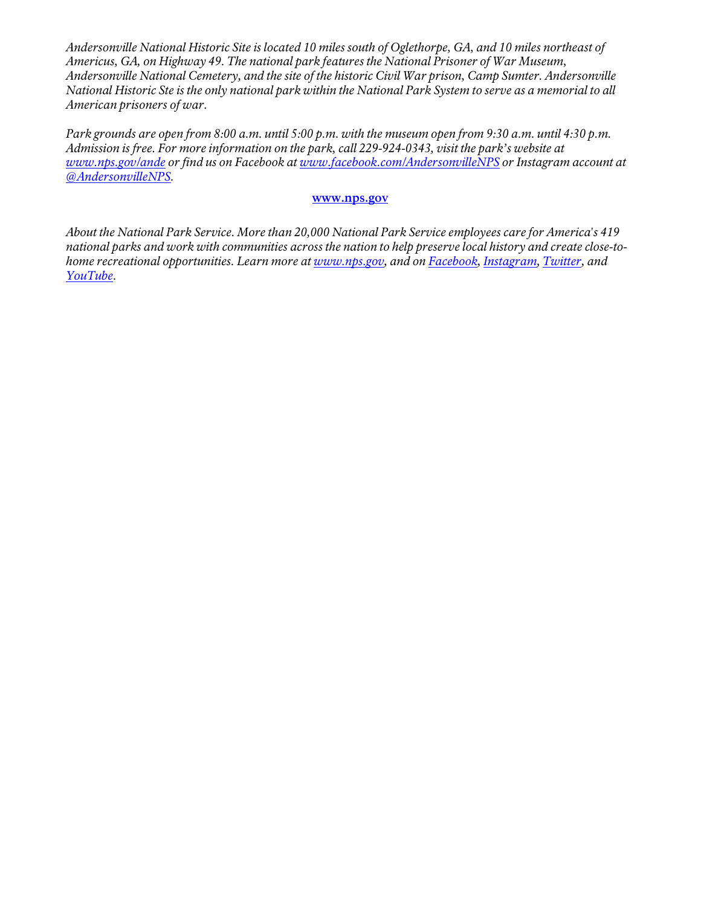*Andersonville National Historic Site is located 10 miles south of Oglethorpe, GA, and 10 miles northeast of Americus, GA, on Highway 49. The national park features the National Prisoner of War Museum, Andersonville National Cemetery, and the site of the historic Civil War prison, Camp Sumter. Andersonville National Historic Ste is the only national park within the National Park System to serve as a memorial to all American prisoners of war.*

*Park grounds are open from 8:00 a.m. until 5:00 p.m. with the museum open from 9:30 a.m. until 4:30 p.m. Admission is free. For more information on the park, call 229-924-0343, visit the park's website at [www.nps.gov/ande](www.nps.gov/ande) or find us on Facebook at [www.facebook.com/AndersonvilleNPS](www.facebook.com/AndersonvilleNPS) or Instagram account at [@AndersonvilleNPS](@AndersonvilleNPS).*

**[www.nps.gov](www.nps.gov)**

*About the National Park Service. More than 20,000 National Park Service employees care for America's 419 national parks and work with communities across the nation to help preserve local history and create close-to-home recreational opportunities. Learn more at [www.nps.gov](www.nps.gov), and on Facebook, Instagram, Twitter, and YouTube.*